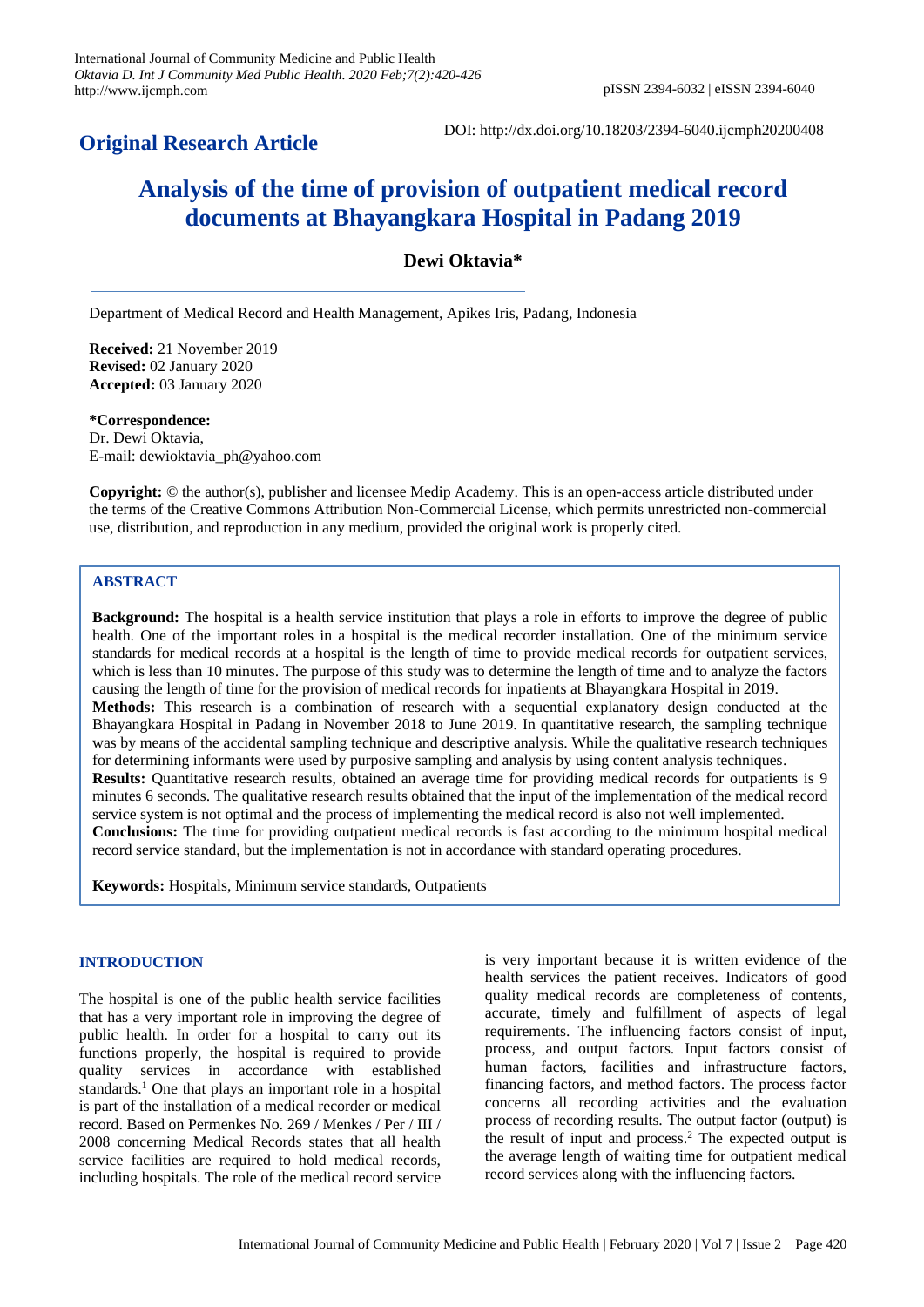**Original Research Article**

DOI: http://dx.doi.org/10.18203/2394-6040.ijcmph20200408

# Analysis of the time of provision of outpatient medical record documents at Bhayangkara Hospital in Padang 2019

**Dewi Oktavia***

Department of Medical Record and Health Management, Apikes Iris, Padang, Indonesia

**Received:** 21 November 2019
**Revised:** 02 January 2020
**Accepted:** 03 January 2020

**\*Correspondence:**
Dr. Dewi Oktavia,
E-mail: dewioktavia_ph@yahoo.com

**Copyright:** © the author(s), publisher and licensee Medip Academy. This is an open-access article distributed under the terms of the Creative Commons Attribution Non-Commercial License, which permits unrestricted non-commercial use, distribution, and reproduction in any medium, provided the original work is properly cited.

## ABSTRACT

**Background:** The hospital is a health service institution that plays a role in efforts to improve the degree of public health. One of the important roles in a hospital is the medical recorder installation. One of the minimum service standards for medical records at a hospital is the length of time to provide medical records for outpatient services, which is less than 10 minutes. The purpose of this study was to determine the length of time and to analyze the factors causing the length of time for the provision of medical records for inpatients at Bhayangkara Hospital in 2019.

**Methods:** This research is a combination of research with a sequential explanatory design conducted at the Bhayangkara Hospital in Padang in November 2018 to June 2019. In quantitative research, the sampling technique was by means of the accidental sampling technique and descriptive analysis. While the qualitative research techniques for determining informants were used by purposive sampling and analysis by using content analysis techniques.

**Results:** Quantitative research results, obtained an average time for providing medical records for outpatients is 9 minutes 6 seconds. The qualitative research results obtained that the input of the implementation of the medical record service system is not optimal and the process of implementing the medical record is also not well implemented.

**Conclusions:** The time for providing outpatient medical records is fast according to the minimum hospital medical record service standard, but the implementation is not in accordance with standard operating procedures.

**Keywords:** Hospitals, Minimum service standards, Outpatients

## INTRODUCTION

The hospital is one of the public health service facilities that has a very important role in improving the degree of public health. In order for a hospital to carry out its functions properly, the hospital is required to provide quality services in accordance with established standards.[1] One that plays an important role in a hospital is part of the installation of a medical recorder or medical record. Based on Permenkes No. 269 / Menkes / Per / III / 2008 concerning Medical Records states that all health service facilities are required to hold medical records, including hospitals. The role of the medical record service is very important because it is written evidence of the health services the patient receives. Indicators of good quality medical records are completeness of contents, accurate, timely and fulfillment of aspects of legal requirements. The influencing factors consist of input, process, and output factors. Input factors consist of human factors, facilities and infrastructure factors, financing factors, and method factors. The process factor concerns all recording activities and the evaluation process of recording results. The output factor (output) is the result of input and process.[2] The expected output is the average length of waiting time for outpatient medical record services along with the influencing factors.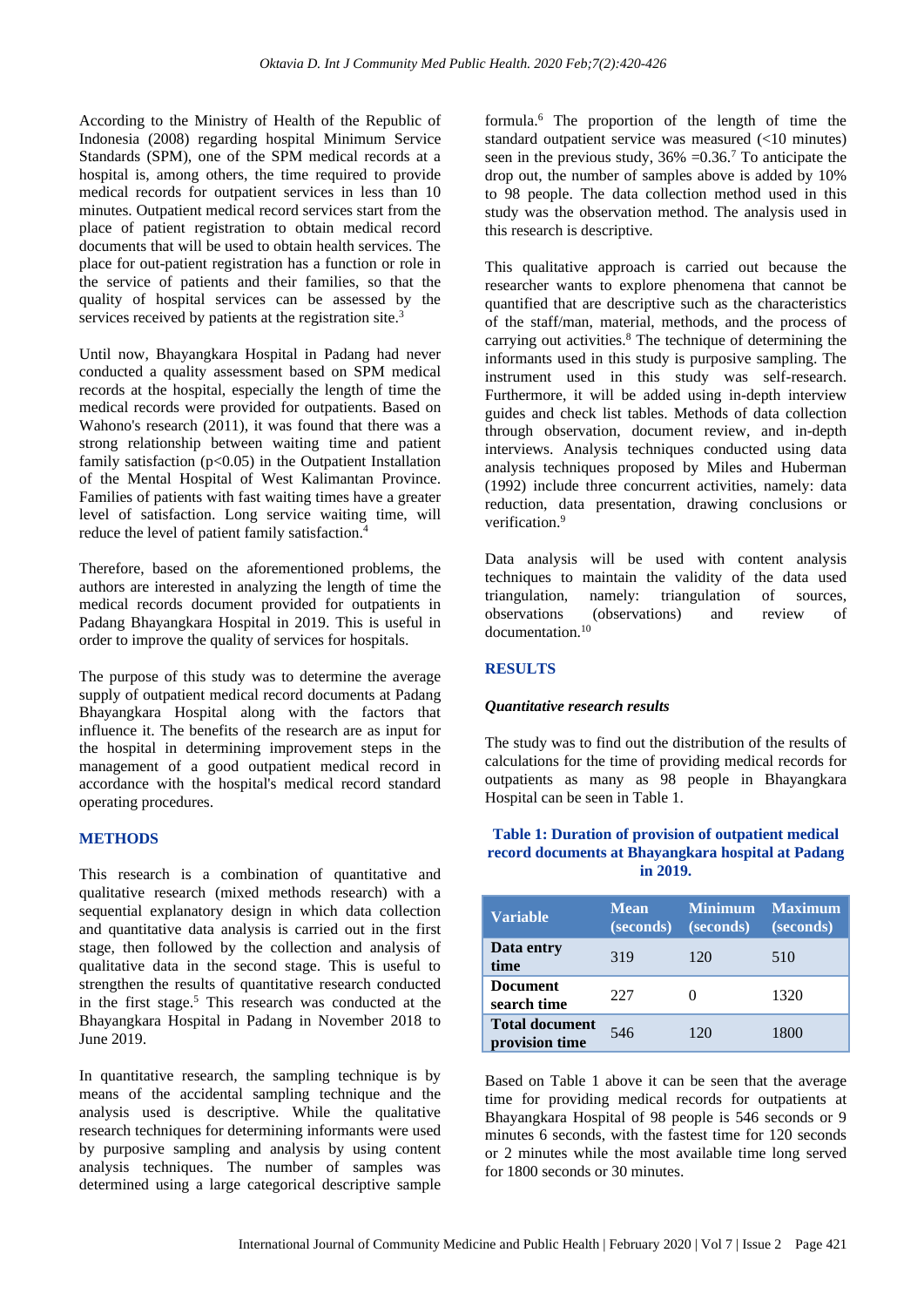According to the Ministry of Health of the Republic of Indonesia (2008) regarding hospital Minimum Service Standards (SPM), one of the SPM medical records at a hospital is, among others, the time required to provide medical records for outpatient services in less than 10 minutes. Outpatient medical record services start from the place of patient registration to obtain medical record documents that will be used to obtain health services. The place for out-patient registration has a function or role in the service of patients and their families, so that the quality of hospital services can be assessed by the services received by patients at the registration site.[3]

Until now, Bhayangkara Hospital in Padang had never conducted a quality assessment based on SPM medical records at the hospital, especially the length of time the medical records were provided for outpatients. Based on Wahono's research (2011), it was found that there was a strong relationship between waiting time and patient family satisfaction ($p<0.05$) in the Outpatient Installation of the Mental Hospital of West Kalimantan Province. Families of patients with fast waiting times have a greater level of satisfaction. Long service waiting time, will reduce the level of patient family satisfaction.[4]

Therefore, based on the aforementioned problems, the authors are interested in analyzing the length of time the medical records document provided for outpatients in Padang Bhayangkara Hospital in 2019. This is useful in order to improve the quality of services for hospitals.

The purpose of this study was to determine the average supply of outpatient medical record documents at Padang Bhayangkara Hospital along with the factors that influence it. The benefits of the research are as input for the hospital in determining improvement steps in the management of a good outpatient medical record in accordance with the hospital's medical record standard operating procedures.

## METHODS

This research is a combination of quantitative and qualitative research (mixed methods research) with a sequential explanatory design in which data collection and quantitative data analysis is carried out in the first stage, then followed by the collection and analysis of qualitative data in the second stage. This is useful to strengthen the results of quantitative research conducted in the first stage.[5] This research was conducted at the Bhayangkara Hospital in Padang in November 2018 to June 2019.

In quantitative research, the sampling technique is by means of the accidental sampling technique and the analysis used is descriptive. While the qualitative research techniques for determining informants were used by purposive sampling and analysis by using content analysis techniques. The number of samples was determined using a large categorical descriptive sample formula.[6] The proportion of the length of time the standard outpatient service was measured (<10 minutes) seen in the previous study, 36% =0.36.[7] To anticipate the drop out, the number of samples above is added by 10% to 98 people. The data collection method used in this study was the observation method. The analysis used in this research is descriptive.

This qualitative approach is carried out because the researcher wants to explore phenomena that cannot be quantified that are descriptive such as the characteristics of the staff/man, material, methods, and the process of carrying out activities.[8] The technique of determining the informants used in this study is purposive sampling. The instrument used in this study was self-research. Furthermore, it will be added using in-depth interview guides and check list tables. Methods of data collection through observation, document review, and in-depth interviews. Analysis techniques conducted using data analysis techniques proposed by Miles and Huberman (1992) include three concurrent activities, namely: data reduction, data presentation, drawing conclusions or verification.[9]

Data analysis will be used with content analysis techniques to maintain the validity of the data used triangulation, namely: triangulation of sources, observations (observations) and review of documentation.[10]

## RESULTS

### *Quantitative research results*

The study was to find out the distribution of the results of calculations for the time of providing medical records for outpatients as many as 98 people in Bhayangkara Hospital can be seen in Table 1.

**Table 1: Duration of provision of outpatient medical record documents at Bhayangkara hospital at Padang in 2019.**

| Variable | Mean (seconds) | Minimum (seconds) | Maximum (seconds) |
|---|---|---|---|
| **Data entry time** | 319 | 120 | 510 |
| **Document search time** | 227 | 0 | 1320 |
| **Total document provision time** | 546 | 120 | 1800 |

Based on Table 1 above it can be seen that the average time for providing medical records for outpatients at Bhayangkara Hospital of 98 people is 546 seconds or 9 minutes 6 seconds, with the fastest time for 120 seconds or 2 minutes while the most available time long served for 1800 seconds or 30 minutes.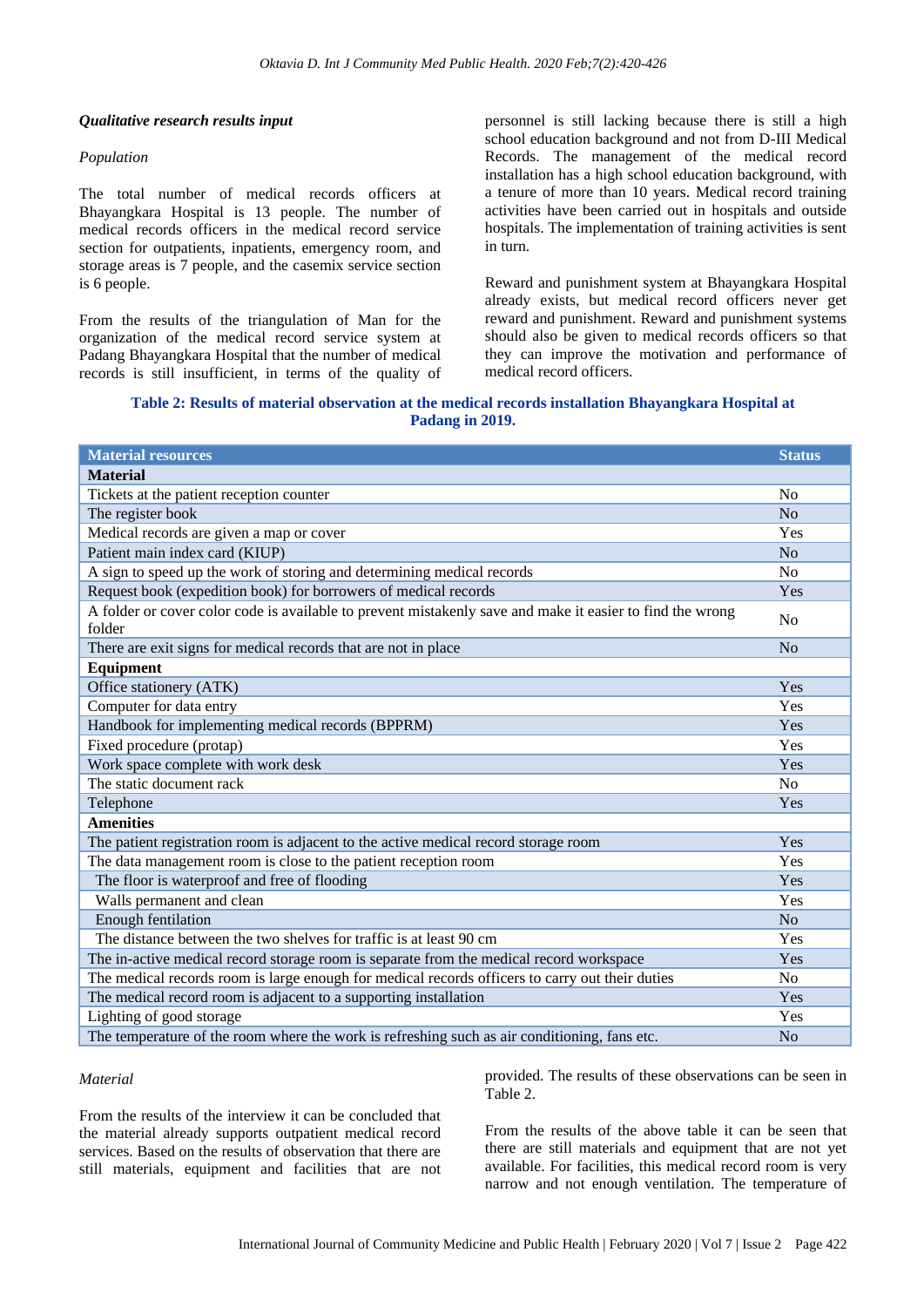***Qualitative research results input***

*Population*

The total number of medical records officers at Bhayangkara Hospital is 13 people. The number of medical records officers in the medical record service section for outpatients, inpatients, emergency room, and storage areas is 7 people, and the casemix service section is 6 people.

From the results of the triangulation of Man for the organization of the medical record service system at Padang Bhayangkara Hospital that the number of medical records is still insufficient, in terms of the quality of personnel is still lacking because there is still a high school education background and not from D-III Medical Records. The management of the medical record installation has a high school education background, with a tenure of more than 10 years. Medical record training activities have been carried out in hospitals and outside hospitals. The implementation of training activities is sent in turn.

Reward and punishment system at Bhayangkara Hospital already exists, but medical record officers never get reward and punishment. Reward and punishment systems should also be given to medical records officers so that they can improve the motivation and performance of medical record officers.

**Table 2: Results of material observation at the medical records installation Bhayangkara Hospital at Padang in 2019.**

| Material resources | Status |
|---|---|
| **Material** | |
| Tickets at the patient reception counter | No |
| The register book | No |
| Medical records are given a map or cover | Yes |
| Patient main index card (KIUP) | No |
| A sign to speed up the work of storing and determining medical records | No |
| Request book (expedition book) for borrowers of medical records | Yes |
| A folder or cover color code is available to prevent mistakenly save and make it easier to find the wrong folder | No |
| There are exit signs for medical records that are not in place | No |
| **Equipment** | |
| Office stationery (ATK) | Yes |
| Computer for data entry | Yes |
| Handbook for implementing medical records (BPPRM) | Yes |
| Fixed procedure (protap) | Yes |
| Work space complete with work desk | Yes |
| The static document rack | No |
| Telephone | Yes |
| **Amenities** | |
| The patient registration room is adjacent to the active medical record storage room | Yes |
| The data management room is close to the patient reception room | Yes |
| The floor is waterproof and free of flooding | Yes |
| Walls permanent and clean | Yes |
| Enough fentilation | No |
| The distance between the two shelves for traffic is at least 90 cm | Yes |
| The in-active medical record storage room is separate from the medical record workspace | Yes |
| The medical records room is large enough for medical records officers to carry out their duties | No |
| The medical record room is adjacent to a supporting installation | Yes |
| Lighting of good storage | Yes |
| The temperature of the room where the work is refreshing such as air conditioning, fans etc. | No |

*Material*

From the results of the interview it can be concluded that the material already supports outpatient medical record services. Based on the results of observation that there are still materials, equipment and facilities that are not provided. The results of these observations can be seen in Table 2.

From the results of the above table it can be seen that there are still materials and equipment that are not yet available. For facilities, this medical record room is very narrow and not enough ventilation. The temperature of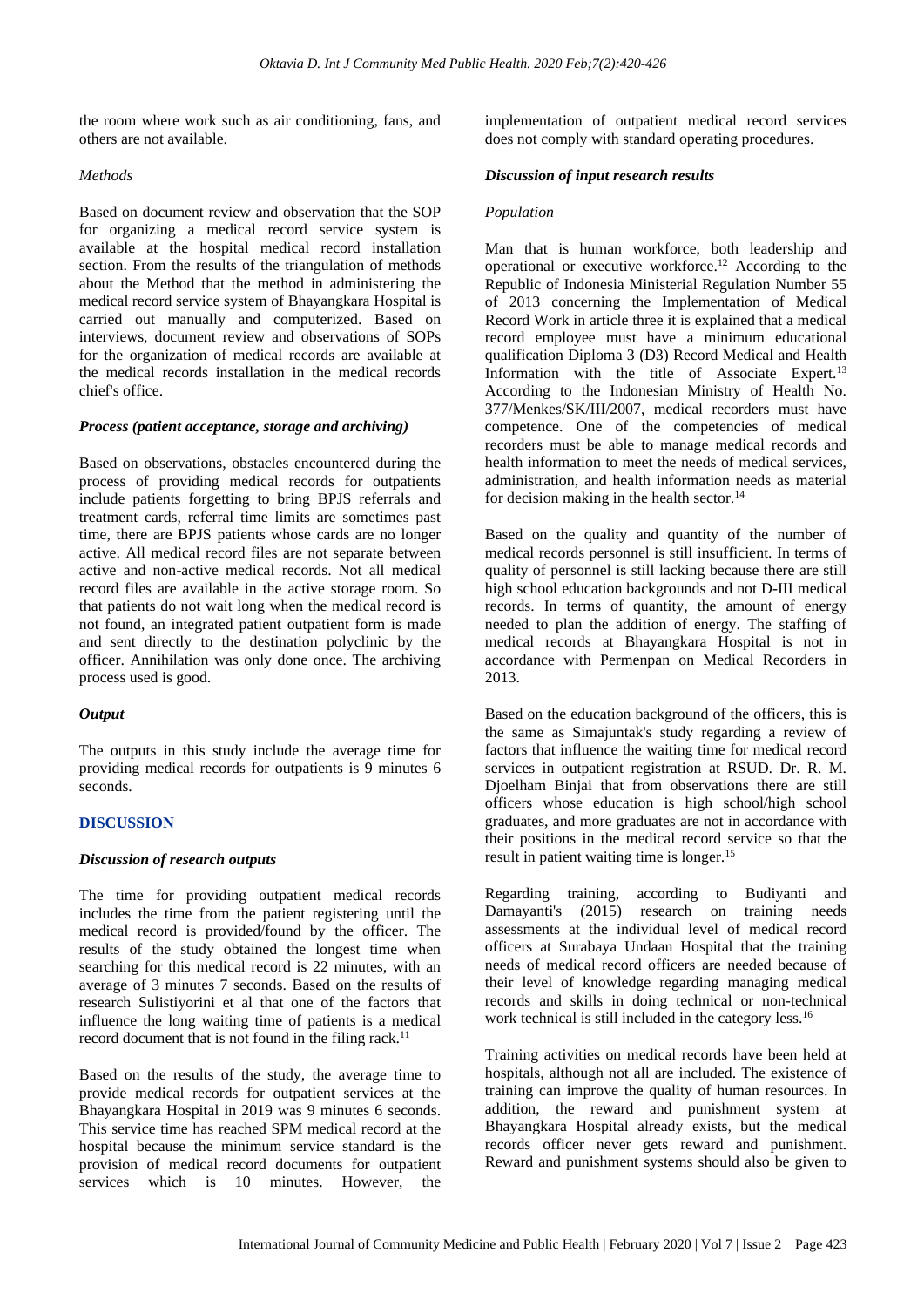the room where work such as air conditioning, fans, and others are not available.

*Methods*

Based on document review and observation that the SOP for organizing a medical record service system is available at the hospital medical record installation section. From the results of the triangulation of methods about the Method that the method in administering the medical record service system of Bhayangkara Hospital is carried out manually and computerized. Based on interviews, document review and observations of SOPs for the organization of medical records are available at the medical records installation in the medical records chief's office.

***Process (patient acceptance, storage and archiving)***

Based on observations, obstacles encountered during the process of providing medical records for outpatients include patients forgetting to bring BPJS referrals and treatment cards, referral time limits are sometimes past time, there are BPJS patients whose cards are no longer active. All medical record files are not separate between active and non-active medical records. Not all medical record files are available in the active storage room. So that patients do not wait long when the medical record is not found, an integrated patient outpatient form is made and sent directly to the destination polyclinic by the officer. Annihilation was only done once. The archiving process used is good.

***Output***

The outputs in this study include the average time for providing medical records for outpatients is 9 minutes 6 seconds.

## DISCUSSION

***Discussion of research outputs***

The time for providing outpatient medical records includes the time from the patient registering until the medical record is provided/found by the officer. The results of the study obtained the longest time when searching for this medical record is 22 minutes, with an average of 3 minutes 7 seconds. Based on the results of research Sulistiyorini et al that one of the factors that influence the long waiting time of patients is a medical record document that is not found in the filing rack.[11]

Based on the results of the study, the average time to provide medical records for outpatient services at the Bhayangkara Hospital in 2019 was 9 minutes 6 seconds. This service time has reached SPM medical record at the hospital because the minimum service standard is the provision of medical record documents for outpatient services which is 10 minutes. However, the implementation of outpatient medical record services does not comply with standard operating procedures.

***Discussion of input research results***

*Population*

Man that is human workforce, both leadership and operational or executive workforce.[12] According to the Republic of Indonesia Ministerial Regulation Number 55 of 2013 concerning the Implementation of Medical Record Work in article three it is explained that a medical record employee must have a minimum educational qualification Diploma 3 (D3) Record Medical and Health Information with the title of Associate Expert.[13] According to the Indonesian Ministry of Health No. 377/Menkes/SK/III/2007, medical recorders must have competence. One of the competencies of medical recorders must be able to manage medical records and health information to meet the needs of medical services, administration, and health information needs as material for decision making in the health sector.[14]

Based on the quality and quantity of the number of medical records personnel is still insufficient. In terms of quality of personnel is still lacking because there are still high school education backgrounds and not D-III medical records. In terms of quantity, the amount of energy needed to plan the addition of energy. The staffing of medical records at Bhayangkara Hospital is not in accordance with Permenpan on Medical Recorders in 2013.

Based on the education background of the officers, this is the same as Simajuntak's study regarding a review of factors that influence the waiting time for medical record services in outpatient registration at RSUD. Dr. R. M. Djoelham Binjai that from observations there are still officers whose education is high school/high school graduates, and more graduates are not in accordance with their positions in the medical record service so that the result in patient waiting time is longer.[15]

Regarding training, according to Budiyanti and Damayanti's (2015) research on training needs assessments at the individual level of medical record officers at Surabaya Undaan Hospital that the training needs of medical record officers are needed because of their level of knowledge regarding managing medical records and skills in doing technical or non-technical work technical is still included in the category less.[16]

Training activities on medical records have been held at hospitals, although not all are included. The existence of training can improve the quality of human resources. In addition, the reward and punishment system at Bhayangkara Hospital already exists, but the medical records officer never gets reward and punishment. Reward and punishment systems should also be given to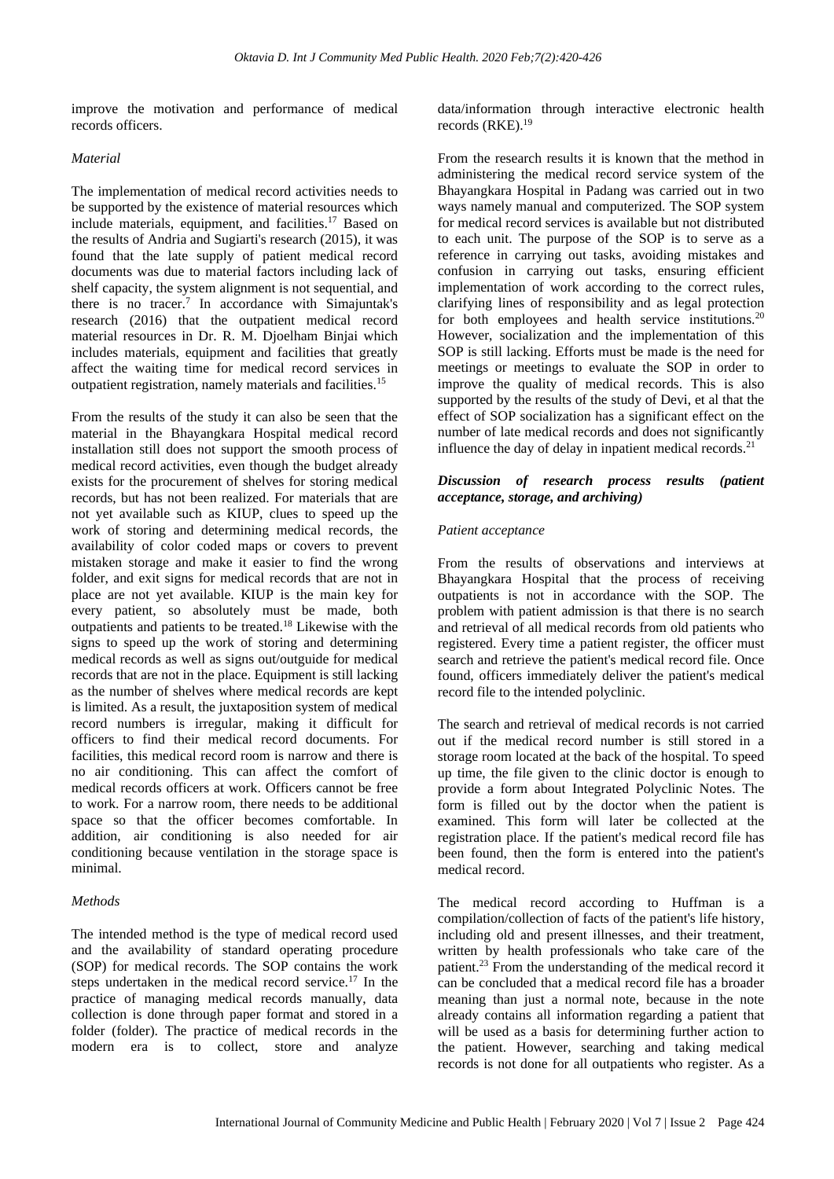improve the motivation and performance of medical records officers.

*Material*

The implementation of medical record activities needs to be supported by the existence of material resources which include materials, equipment, and facilities.[17] Based on the results of Andria and Sugiarti's research (2015), it was found that the late supply of patient medical record documents was due to material factors including lack of shelf capacity, the system alignment is not sequential, and there is no tracer.[7] In accordance with Simajuntak's research (2016) that the outpatient medical record material resources in Dr. R. M. Djoelham Binjai which includes materials, equipment and facilities that greatly affect the waiting time for medical record services in outpatient registration, namely materials and facilities.[15]

From the results of the study it can also be seen that the material in the Bhayangkara Hospital medical record installation still does not support the smooth process of medical record activities, even though the budget already exists for the procurement of shelves for storing medical records, but has not been realized. For materials that are not yet available such as KIUP, clues to speed up the work of storing and determining medical records, the availability of color coded maps or covers to prevent mistaken storage and make it easier to find the wrong folder, and exit signs for medical records that are not in place are not yet available. KIUP is the main key for every patient, so absolutely must be made, both outpatients and patients to be treated.[18] Likewise with the signs to speed up the work of storing and determining medical records as well as signs out/outguide for medical records that are not in the place. Equipment is still lacking as the number of shelves where medical records are kept is limited. As a result, the juxtaposition system of medical record numbers is irregular, making it difficult for officers to find their medical record documents. For facilities, this medical record room is narrow and there is no air conditioning. This can affect the comfort of medical records officers at work. Officers cannot be free to work. For a narrow room, there needs to be additional space so that the officer becomes comfortable. In addition, air conditioning is also needed for air conditioning because ventilation in the storage space is minimal.

*Methods*

The intended method is the type of medical record used and the availability of standard operating procedure (SOP) for medical records. The SOP contains the work steps undertaken in the medical record service.[17] In the practice of managing medical records manually, data collection is done through paper format and stored in a folder (folder). The practice of medical records in the modern era is to collect, store and analyze data/information through interactive electronic health records (RKE).[19]

From the research results it is known that the method in administering the medical record service system of the Bhayangkara Hospital in Padang was carried out in two ways namely manual and computerized. The SOP system for medical record services is available but not distributed to each unit. The purpose of the SOP is to serve as a reference in carrying out tasks, avoiding mistakes and confusion in carrying out tasks, ensuring efficient implementation of work according to the correct rules, clarifying lines of responsibility and as legal protection for both employees and health service institutions.[20] However, socialization and the implementation of this SOP is still lacking. Efforts must be made is the need for meetings or meetings to evaluate the SOP in order to improve the quality of medical records. This is also supported by the results of the study of Devi, et al that the effect of SOP socialization has a significant effect on the number of late medical records and does not significantly influence the day of delay in inpatient medical records.[21]

***Discussion of research process results (patient acceptance, storage, and archiving)***

*Patient acceptance*

From the results of observations and interviews at Bhayangkara Hospital that the process of receiving outpatients is not in accordance with the SOP. The problem with patient admission is that there is no search and retrieval of all medical records from old patients who registered. Every time a patient register, the officer must search and retrieve the patient's medical record file. Once found, officers immediately deliver the patient's medical record file to the intended polyclinic.

The search and retrieval of medical records is not carried out if the medical record number is still stored in a storage room located at the back of the hospital. To speed up time, the file given to the clinic doctor is enough to provide a form about Integrated Polyclinic Notes. The form is filled out by the doctor when the patient is examined. This form will later be collected at the registration place. If the patient's medical record file has been found, then the form is entered into the patient's medical record.

The medical record according to Huffman is a compilation/collection of facts of the patient's life history, including old and present illnesses, and their treatment, written by health professionals who take care of the patient.[23] From the understanding of the medical record it can be concluded that a medical record file has a broader meaning than just a normal note, because in the note already contains all information regarding a patient that will be used as a basis for determining further action to the patient. However, searching and taking medical records is not done for all outpatients who register. As a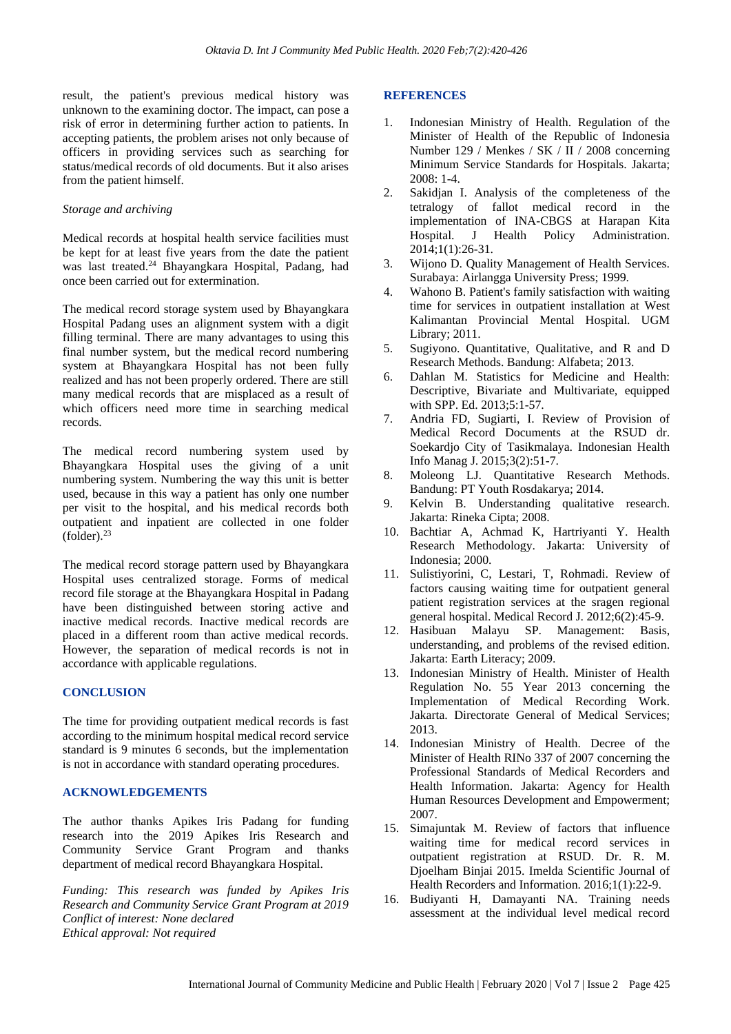result, the patient's previous medical history was unknown to the examining doctor. The impact, can pose a risk of error in determining further action to patients. In accepting patients, the problem arises not only because of officers in providing services such as searching for status/medical records of old documents. But it also arises from the patient himself.

*Storage and archiving*

Medical records at hospital health service facilities must be kept for at least five years from the date the patient was last treated.[24] Bhayangkara Hospital, Padang, had once been carried out for extermination.

The medical record storage system used by Bhayangkara Hospital Padang uses an alignment system with a digit filling terminal. There are many advantages to using this final number system, but the medical record numbering system at Bhayangkara Hospital has not been fully realized and has not been properly ordered. There are still many medical records that are misplaced as a result of which officers need more time in searching medical records.

The medical record numbering system used by Bhayangkara Hospital uses the giving of a unit numbering system. Numbering the way this unit is better used, because in this way a patient has only one number per visit to the hospital, and his medical records both outpatient and inpatient are collected in one folder (folder).[23]

The medical record storage pattern used by Bhayangkara Hospital uses centralized storage. Forms of medical record file storage at the Bhayangkara Hospital in Padang have been distinguished between storing active and inactive medical records. Inactive medical records are placed in a different room than active medical records. However, the separation of medical records is not in accordance with applicable regulations.

## CONCLUSION

The time for providing outpatient medical records is fast according to the minimum hospital medical record service standard is 9 minutes 6 seconds, but the implementation is not in accordance with standard operating procedures.

## ACKNOWLEDGEMENTS

The author thanks Apikes Iris Padang for funding research into the 2019 Apikes Iris Research and Community Service Grant Program and thanks department of medical record Bhayangkara Hospital.

*Funding: This research was funded by Apikes Iris Research and Community Service Grant Program at 2019*
*Conflict of interest: None declared*
*Ethical approval: Not required*

## REFERENCES

1. Indonesian Ministry of Health. Regulation of the Minister of Health of the Republic of Indonesia Number 129 / Menkes / SK / II / 2008 concerning Minimum Service Standards for Hospitals. Jakarta; 2008: 1-4.
2. Sakidjan I. Analysis of the completeness of the tetralogy of fallot medical record in the implementation of INA-CBGS at Harapan Kita Hospital. J Health Policy Administration. 2014;1(1):26-31.
3. Wijono D. Quality Management of Health Services. Surabaya: Airlangga University Press; 1999.
4. Wahono B. Patient's family satisfaction with waiting time for services in outpatient installation at West Kalimantan Provincial Mental Hospital. UGM Library; 2011.
5. Sugiyono. Quantitative, Qualitative, and R and D Research Methods. Bandung: Alfabeta; 2013.
6. Dahlan M. Statistics for Medicine and Health: Descriptive, Bivariate and Multivariate, equipped with SPP. Ed. 2013;5:1-57.
7. Andria FD, Sugiarti, I. Review of Provision of Medical Record Documents at the RSUD dr. Soekardjo City of Tasikmalaya. Indonesian Health Info Manag J. 2015;3(2):51-7.
8. Moleong LJ. Quantitative Research Methods. Bandung: PT Youth Rosdakarya; 2014.
9. Kelvin B. Understanding qualitative research. Jakarta: Rineka Cipta; 2008.
10. Bachtiar A, Achmad K, Hartriyanti Y. Health Research Methodology. Jakarta: University of Indonesia; 2000.
11. Sulistiyorini, C, Lestari, T, Rohmadi. Review of factors causing waiting time for outpatient general patient registration services at the sragen regional general hospital. Medical Record J. 2012;6(2):45-9.
12. Hasibuan Malayu SP. Management: Basis, understanding, and problems of the revised edition. Jakarta: Earth Literacy; 2009.
13. Indonesian Ministry of Health. Minister of Health Regulation No. 55 Year 2013 concerning the Implementation of Medical Recording Work. Jakarta. Directorate General of Medical Services; 2013.
14. Indonesian Ministry of Health. Decree of the Minister of Health RINo 337 of 2007 concerning the Professional Standards of Medical Recorders and Health Information. Jakarta: Agency for Health Human Resources Development and Empowerment; 2007.
15. Simajuntak M. Review of factors that influence waiting time for medical record services in outpatient registration at RSUD. Dr. R. M. Djoelham Binjai 2015. Imelda Scientific Journal of Health Recorders and Information. 2016;1(1):22-9.
16. Budiyanti H, Damayanti NA. Training needs assessment at the individual level medical record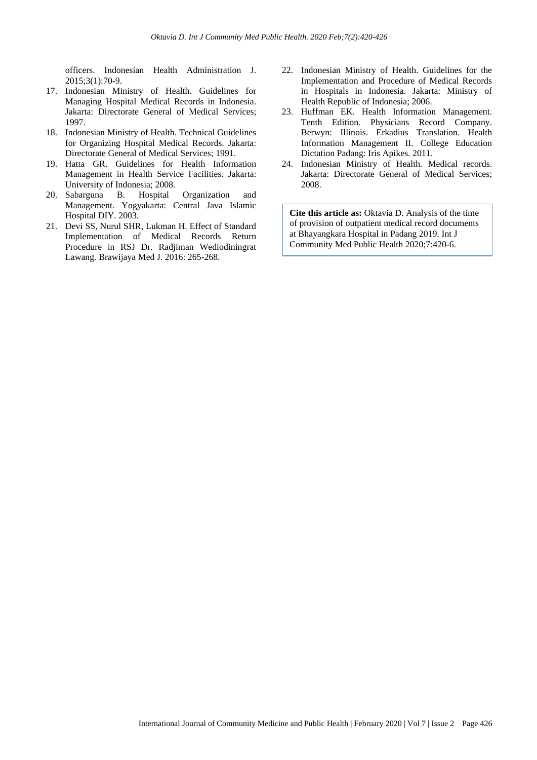officers. Indonesian Health Administration J. 2015;3(1):70-9.

17. Indonesian Ministry of Health. Guidelines for Managing Hospital Medical Records in Indonesia. Jakarta: Directorate General of Medical Services; 1997.
18. Indonesian Ministry of Health. Technical Guidelines for Organizing Hospital Medical Records. Jakarta: Directorate General of Medical Services; 1991.
19. Hatta GR. Guidelines for Health Information Management in Health Service Facilities. Jakarta: University of Indonesia; 2008.
20. Sabarguna B. Hospital Organization and Management. Yogyakarta: Central Java Islamic Hospital DIY. 2003.
21. Devi SS, Nurul SHR, Lukman H. Effect of Standard Implementation of Medical Records Return Procedure in RSJ Dr. Radjiman Wediodiningrat Lawang. Brawijaya Med J. 2016: 265-268.
22. Indonesian Ministry of Health. Guidelines for the Implementation and Procedure of Medical Records in Hospitals in Indonesia. Jakarta: Ministry of Health Republic of Indonesia; 2006.
23. Huffman EK. Health Information Management. Tenth Edition. Physicians Record Company. Berwyn: Illinois. Erkadius Translation. Health Information Management II. College Education Dictation Padang: Iris Apikes. 2011.
24. Indonesian Ministry of Health. Medical records. Jakarta: Directorate General of Medical Services; 2008.

**Cite this article as:** Oktavia D. Analysis of the time of provision of outpatient medical record documents at Bhayangkara Hospital in Padang 2019. Int J Community Med Public Health 2020;7:420-6.